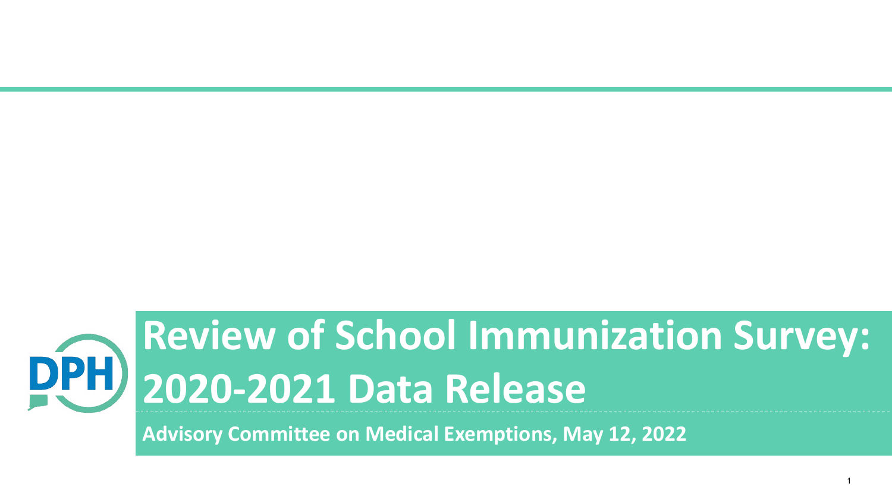# Review of School Immunization Survey: 2020-2021 Data Release

**Advisory Committee on Medical Exemptions, May 12, 2022**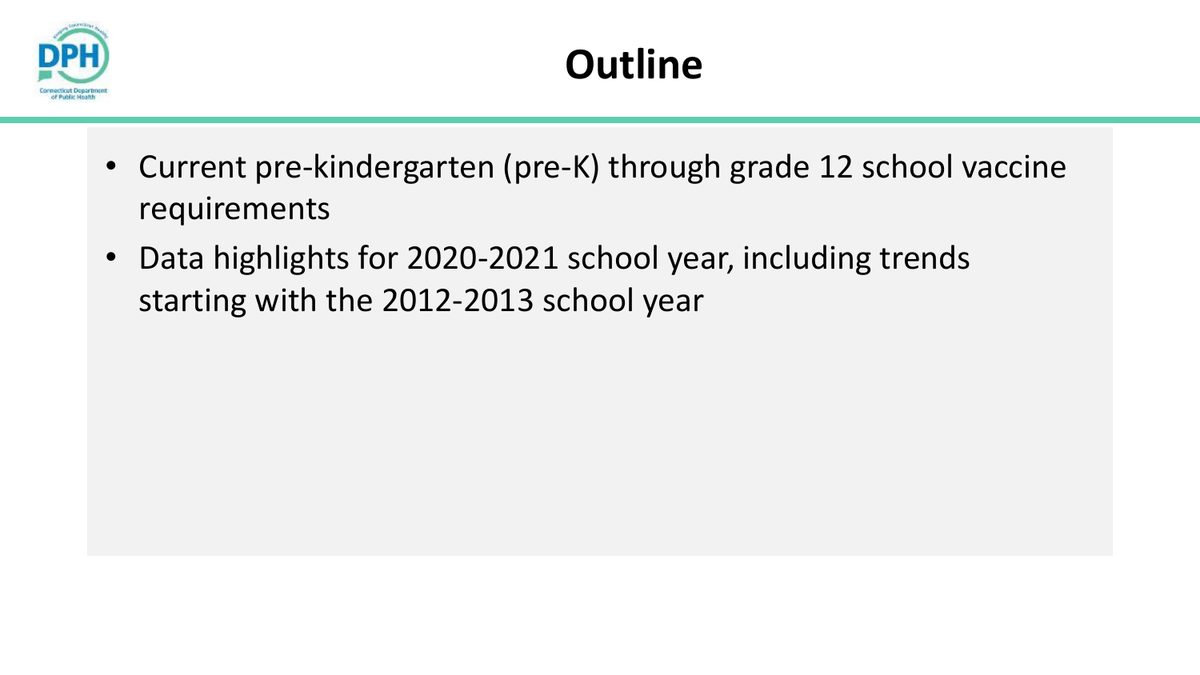# Outline

- Current pre-kindergarten (pre-K) through grade 12 school vaccine requirements
- Data highlights for 2020-2021 school year, including trends starting with the 2012-2013 school year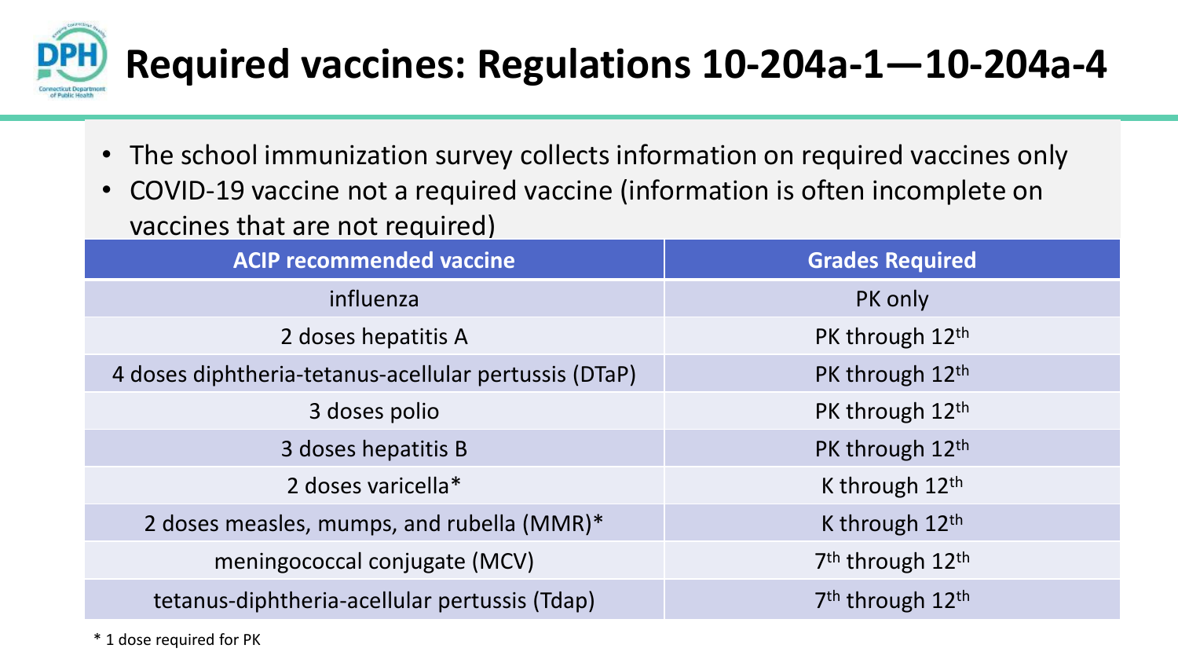# Required vaccines: Regulations 10-204a-1—10-204a-4

- The school immunization survey collects information on required vaccines only
- COVID-19 vaccine not a required vaccine (information is often incomplete on vaccines that are not required)

| ACIP recommended vaccine | Grades Required |
|---|---|
| influenza | PK only |
| 2 doses hepatitis A | PK through 12th |
| 4 doses diphtheria-tetanus-acellular pertussis (DTaP) | PK through 12th |
| 3 doses polio | PK through 12th |
| 3 doses hepatitis B | PK through 12th |
| 2 doses varicella* | K through 12th |
| 2 doses measles, mumps, and rubella (MMR)* | K through 12th |
| meningococcal conjugate (MCV) | 7th through 12th |
| tetanus-diphtheria-acellular pertussis (Tdap) | 7th through 12th |

\* 1 dose required for PK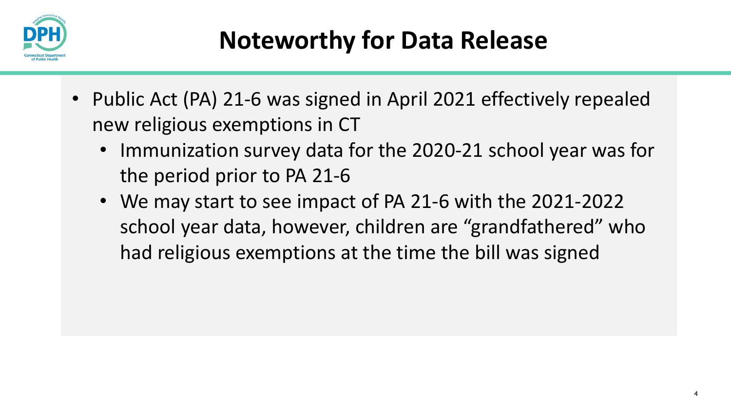# Noteworthy for Data Release

- Public Act (PA) 21-6 was signed in April 2021 effectively repealed new religious exemptions in CT
  - Immunization survey data for the 2020-21 school year was for the period prior to PA 21-6
  - We may start to see impact of PA 21-6 with the 2021-2022 school year data, however, children are "grandfathered" who had religious exemptions at the time the bill was signed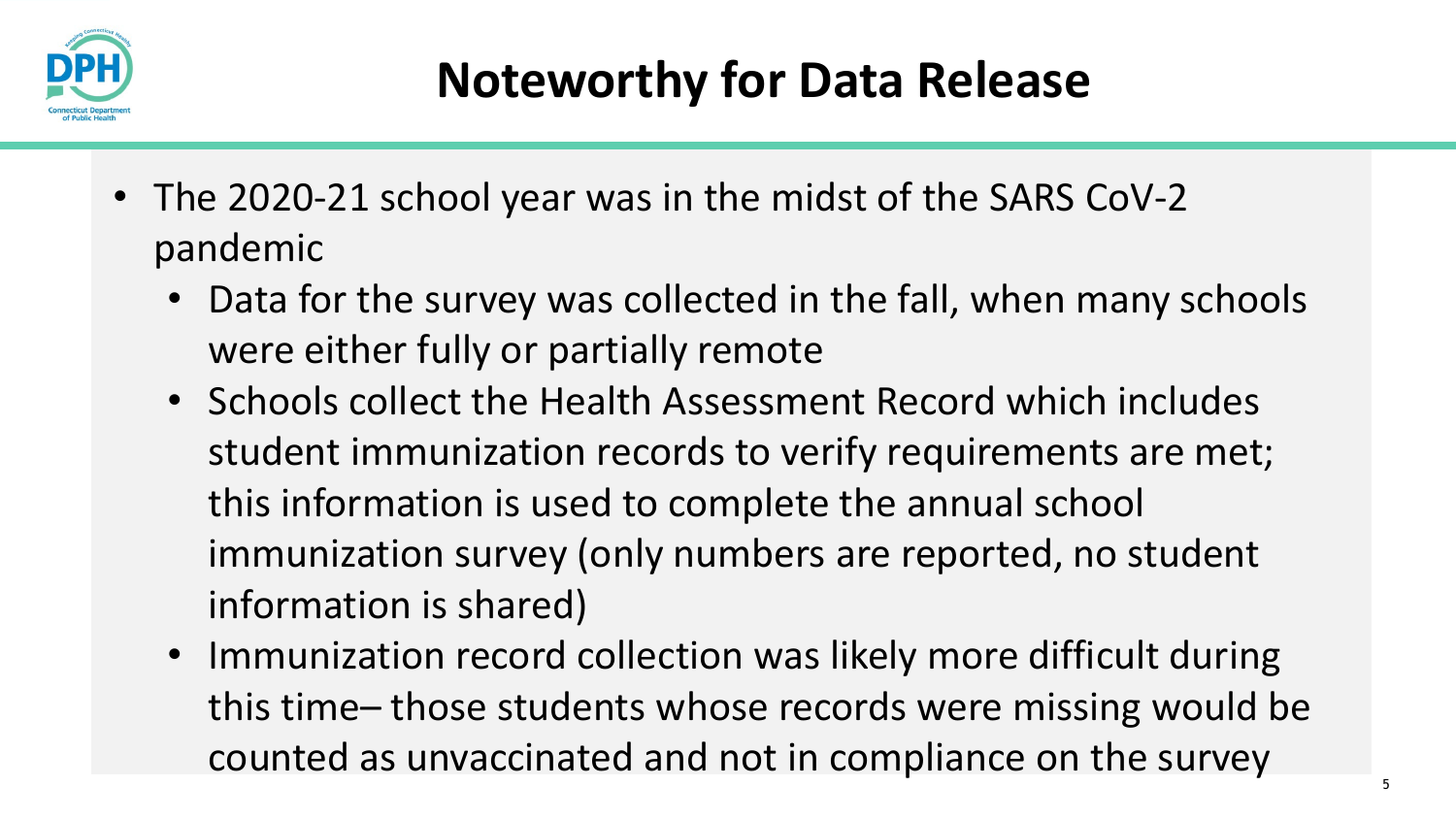# Noteworthy for Data Release

- The 2020-21 school year was in the midst of the SARS CoV-2 pandemic
  - Data for the survey was collected in the fall, when many schools were either fully or partially remote
  - Schools collect the Health Assessment Record which includes student immunization records to verify requirements are met; this information is used to complete the annual school immunization survey (only numbers are reported, no student information is shared)
  - Immunization record collection was likely more difficult during this time– those students whose records were missing would be counted as unvaccinated and not in compliance on the survey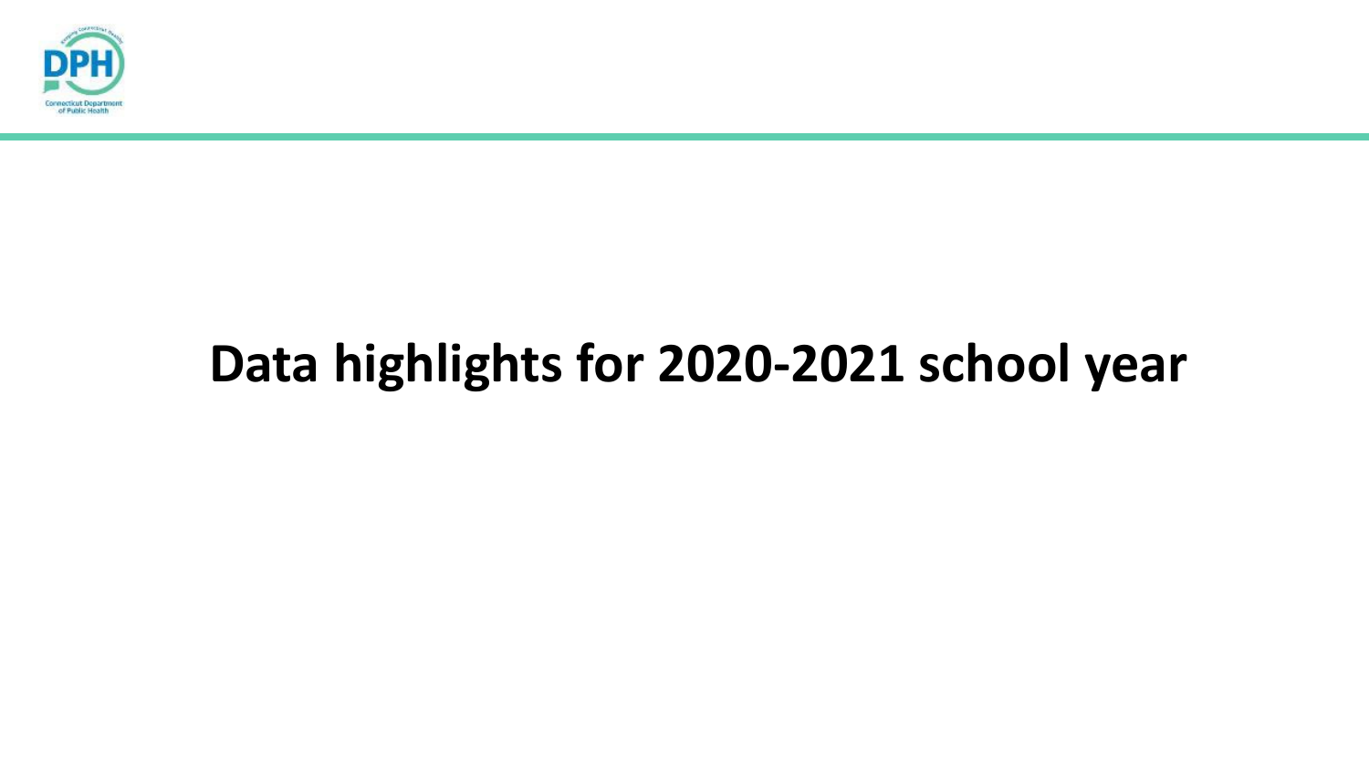# Data highlights for 2020-2021 school year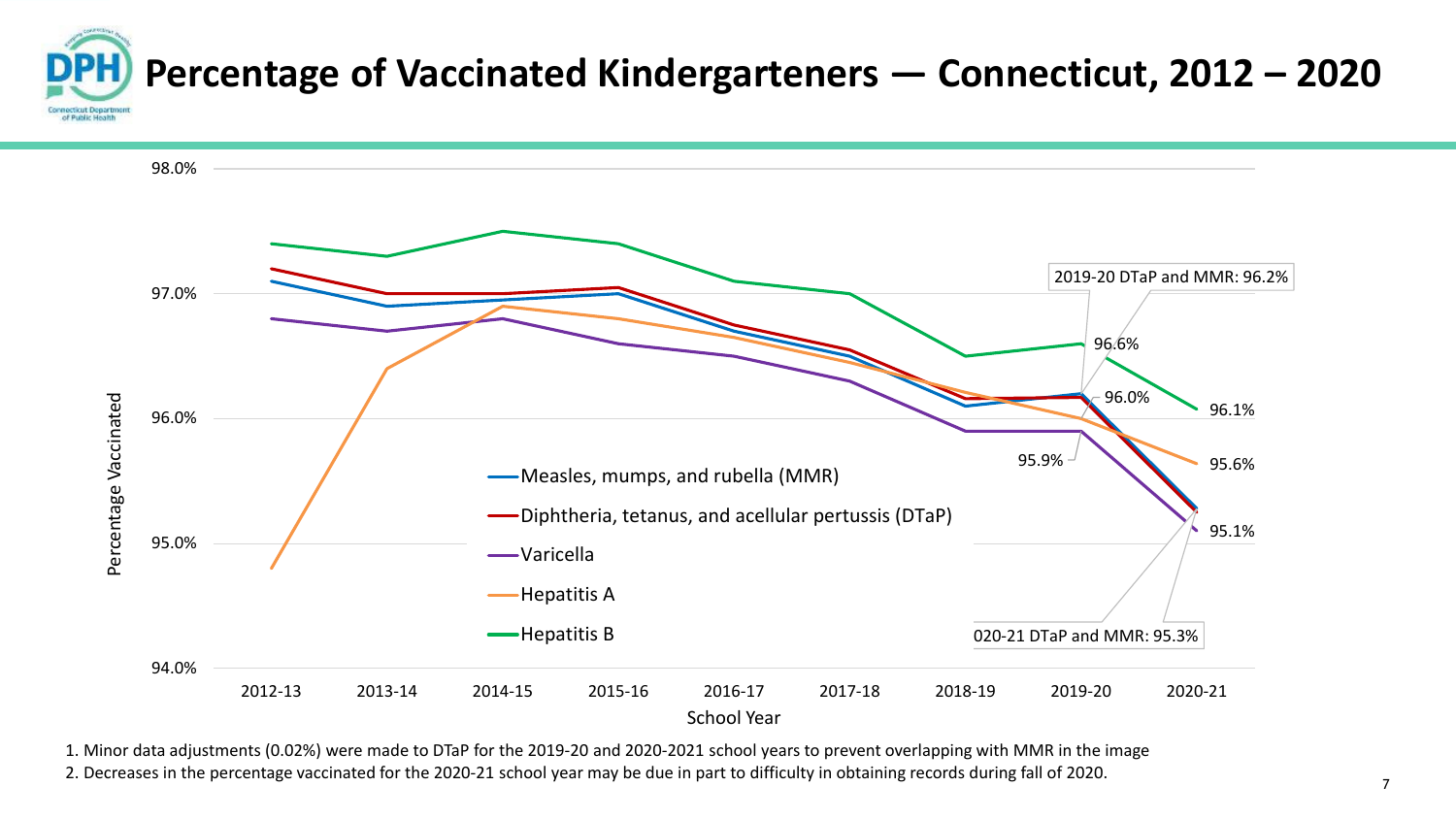# Percentage of Vaccinated Kindergarteners — Connecticut, 2012 – 2020

Percentage Vaccinated

98.0%
97.0%
96.0%
95.0%
94.0%

School Year: 2012-13, 2013-14, 2014-15, 2015-16, 2016-17, 2017-18, 2018-19, 2019-20, 2020-21

- Measles, mumps, and rubella (MMR)
- Diphtheria, tetanus, and acellular pertussis (DTaP)
- Varicella
- Hepatitis A
- Hepatitis B

2019-20 DTaP and MMR: 96.2%

96.6%

96.0%

95.9%

96.1%

95.6%

95.1%

020-21 DTaP and MMR: 95.3%

1. Minor data adjustments (0.02%) were made to DTaP for the 2019-20 and 2020-2021 school years to prevent overlapping with MMR in the image
2. Decreases in the percentage vaccinated for the 2020-21 school year may be due in part to difficulty in obtaining records during fall of 2020.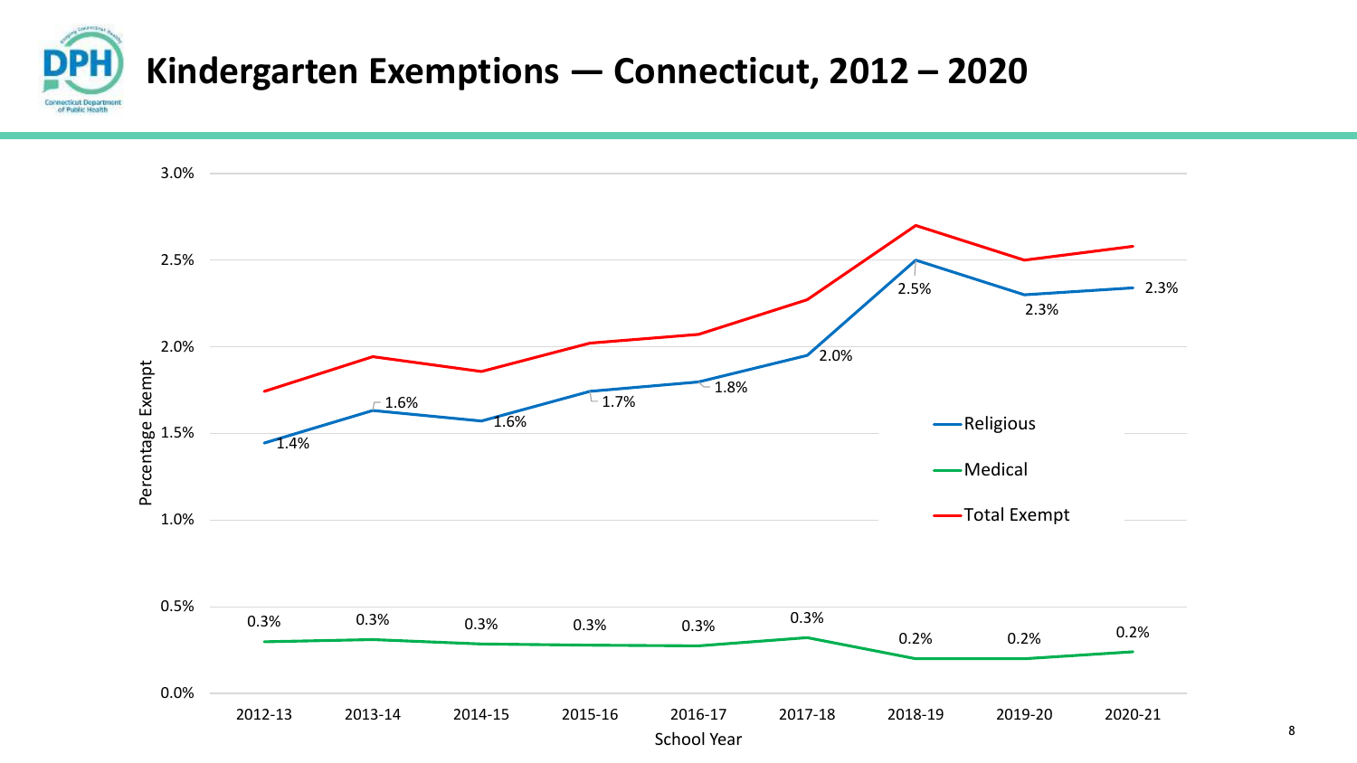# Kindergarten Exemptions — Connecticut, 2012 – 2020

| School Year | Religious | Medical |
|---|---|---|
| 2012-13 | 1.4% | 0.3% |
| 2013-14 | 1.6% | 0.3% |
| 2014-15 | 1.6% | 0.3% |
| 2015-16 | 1.7% | 0.3% |
| 2016-17 | 1.8% | 0.3% |
| 2017-18 | 2.0% | 0.3% |
| 2018-19 | 2.5% | 0.2% |
| 2019-20 | 2.3% | 0.2% |
| 2020-21 | 2.3% | 0.2% |

Legend: Religious, Medical, Total Exempt

Y-axis: Percentage Exempt (0.0% – 3.0%)

X-axis: School Year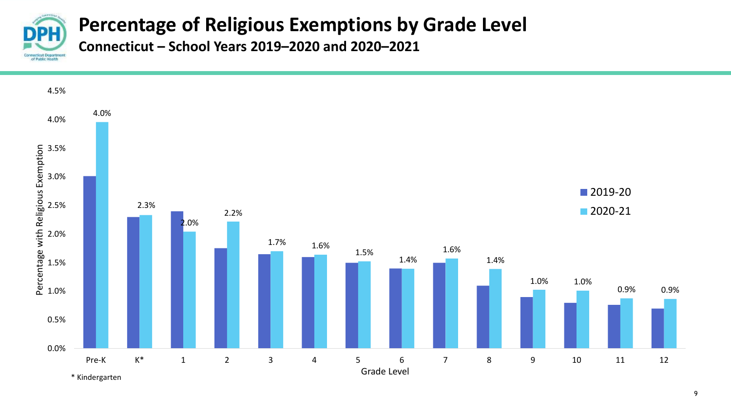# Percentage of Religious Exemptions by Grade Level

**Connecticut – School Years 2019–2020 and 2020–2021**

| Grade Level | 2019-20 | 2020-21 |
|---|---|---|
| Pre-K | | 4.0% |
| K* | | 2.3% |
| 1 | | 2.0% |
| 2 | | 2.2% |
| 3 | | 1.7% |
| 4 | | 1.6% |
| 5 | | 1.5% |
| 6 | | 1.4% |
| 7 | | 1.6% |
| 8 | | 1.4% |
| 9 | | 1.0% |
| 10 | | 1.0% |
| 11 | | 0.9% |
| 12 | | 0.9% |

Percentage with Religious Exemption by Grade Level

\* Kindergarten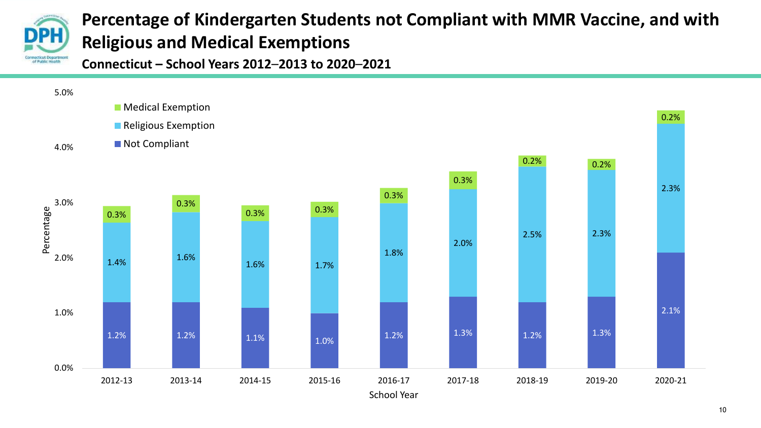# Percentage of Kindergarten Students not Compliant with MMR Vaccine, and with Religious and Medical Exemptions

**Connecticut – School Years 2012–2013 to 2020–2021**

| School Year | Not Compliant | Religious Exemption | Medical Exemption |
| --- | --- | --- | --- |
| 2012-13 | 1.2% | 1.4% | 0.3% |
| 2013-14 | 1.2% | 1.6% | 0.3% |
| 2014-15 | 1.1% | 1.6% | 0.3% |
| 2015-16 | 1.0% | 1.7% | 0.3% |
| 2016-17 | 1.2% | 1.8% | 0.3% |
| 2017-18 | 1.3% | 2.0% | 0.3% |
| 2018-19 | 1.2% | 2.5% | 0.2% |
| 2019-20 | 1.3% | 2.3% | 0.2% |
| 2020-21 | 2.1% | 2.3% | 0.2% |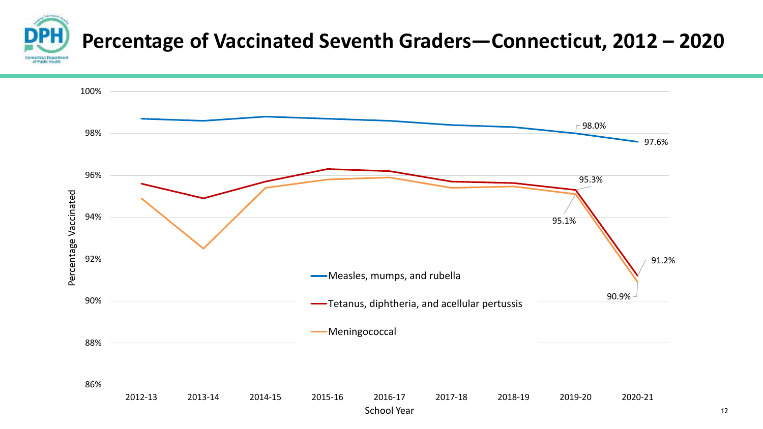# Percentage of Vaccinated Seventh Graders—Connecticut, 2012 – 2020

100%
98%
96%
94%
92%
90%
88%
86%

Percentage Vaccinated

98.0%
97.6%
95.3%
95.1%
91.2%
90.9%

Measles, mumps, and rubella
Tetanus, diphtheria, and acellular pertussis
Meningococcal

2012-13
2013-14
2014-15
2015-16
2016-17
2017-18
2018-19
2019-20
2020-21

School Year